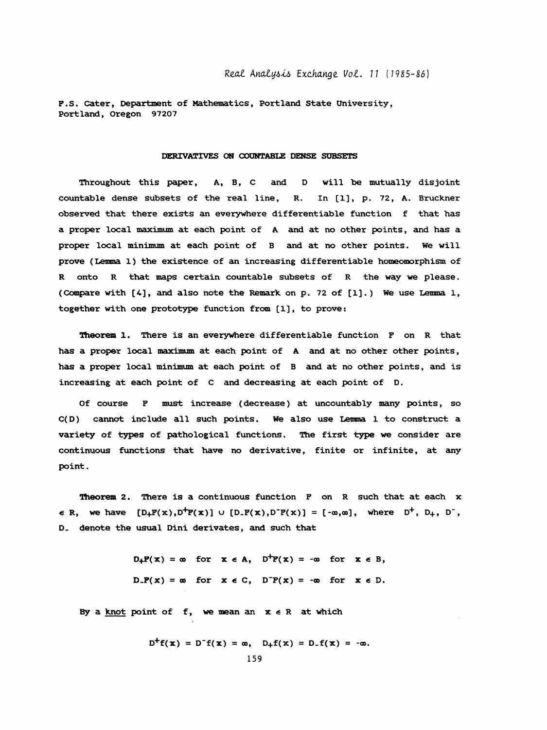P.S. Cater, Department of Mathematics, Portland State University, Portland, Oregon 97207

## DERIVATIVES ON COUNTABLE DENSE SUBSETS

Throughout this paper, $A$, $B$, $C$ and $D$ will be mutually disjoint countable dense subsets of the real line, $R$. In [1], p. 72, A. Bruckner observed that there exists an everywhere differentiable function $f$ that has a proper local maximum at each point of $A$ and at no other points, and has a proper local minimum at each point of $B$ and at no other points. We will prove (Lemma 1) the existence of an increasing differentiable homeomorphism of $R$ onto $R$ that maps certain countable subsets of $R$ the way we please. (Compare with [4], and also note the Remark on p. 72 of [1].) We use Lemma 1, together with one prototype function from [1], to prove:

**Theorem 1.** There is an everywhere differentiable function $F$ on $R$ that has a proper local maximum at each point of $A$ and at no other other points, has a proper local minimum at each point of $B$ and at no other points, and is increasing at each point of $C$ and decreasing at each point of $D$.

Of course $F$ must increase (decrease) at uncountably many points, so $C(D)$ cannot include all such points. We also use Lemma 1 to construct a variety of types of pathological functions. The first type we consider are continuous functions that have no derivative, finite or infinite, at any point.

**Theorem 2.** There is a continuous function $F$ on $R$ such that at each $x \in R$, we have $[D_+F(x),D^+F(x)] \cup [D_-F(x),D^-F(x)] = [-\infty,\infty]$, where $D^+$, $D_+$, $D^-$, $D_-$ denote the usual Dini derivates, and such that

$$D_+F(x) = \infty \text{ for } x \in A, \quad D^+F(x) = -\infty \text{ for } x \in B,$$

$$D_-F(x) = \infty \text{ for } x \in C, \quad D^-F(x) = -\infty \text{ for } x \in D.$$

By a <u>knot</u> point of $f$, we mean an $x \in R$ at which

$$D^+f(x) = D^-f(x) = \infty, \quad D_+f(x) = D_-f(x) = -\infty.$$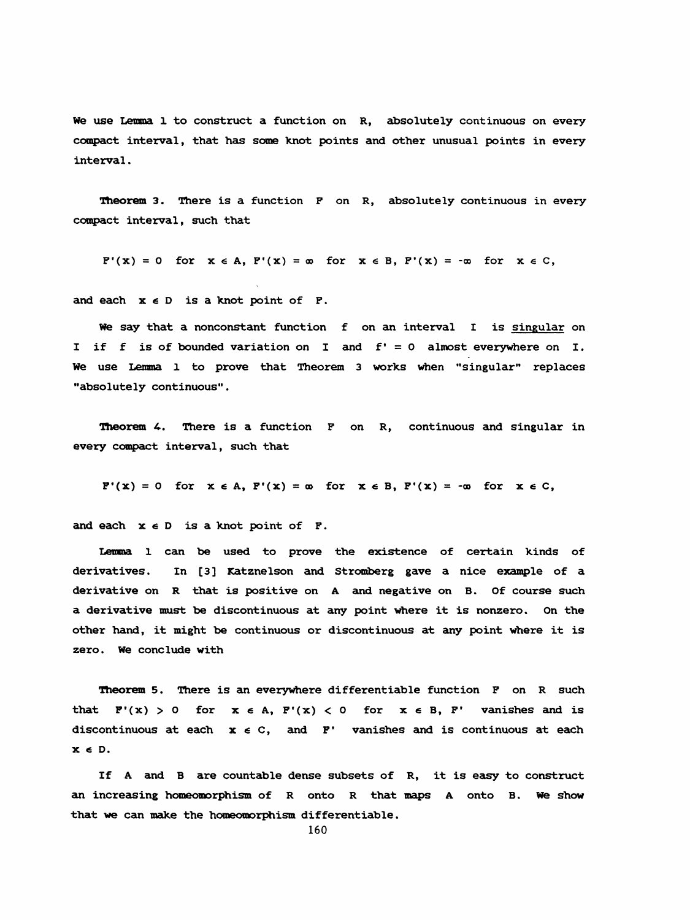We use Lemma 1 to construct a function on $R$, absolutely continuous on every compact interval, that has some knot points and other unusual points in every interval.

**Theorem 3.** There is a function $F$ on $R$, absolutely continuous in every compact interval, such that

$$F'(x) = 0 \text{ for } x \in A, \; F'(x) = \infty \text{ for } x \in B, \; F'(x) = -\infty \text{ for } x \in C,$$

and each $x \in D$ is a knot point of $F$.

We say that a nonconstant function $f$ on an interval $I$ is <u>singular</u> on $I$ if $f$ is of bounded variation on $I$ and $f' = 0$ almost everywhere on $I$. We use Lemma 1 to prove that Theorem 3 works when "singular" replaces "absolutely continuous".

**Theorem 4.** There is a function $F$ on $R$, continuous and singular in every compact interval, such that

$$F'(x) = 0 \text{ for } x \in A, \; F'(x) = \infty \text{ for } x \in B, \; F'(x) = -\infty \text{ for } x \in C,$$

and each $x \in D$ is a knot point of $F$.

Lemma 1 can be used to prove the existence of certain kinds of derivatives. In [3] Katznelson and Stromberg gave a nice example of a derivative on $R$ that is positive on $A$ and negative on $B$. Of course such a derivative must be discontinuous at any point where it is nonzero. On the other hand, it might be continuous or discontinuous at any point where it is zero. We conclude with

**Theorem 5.** There is an everywhere differentiable function $F$ on $R$ such that $F'(x) > 0$ for $x \in A$, $F'(x) < 0$ for $x \in B$, $F'$ vanishes and is discontinuous at each $x \in C$, and $F'$ vanishes and is continuous at each $x \in D$.

If $A$ and $B$ are countable dense subsets of $R$, it is easy to construct an increasing homeomorphism of $R$ onto $R$ that maps $A$ onto $B$. We show that we can make the homeomorphism differentiable.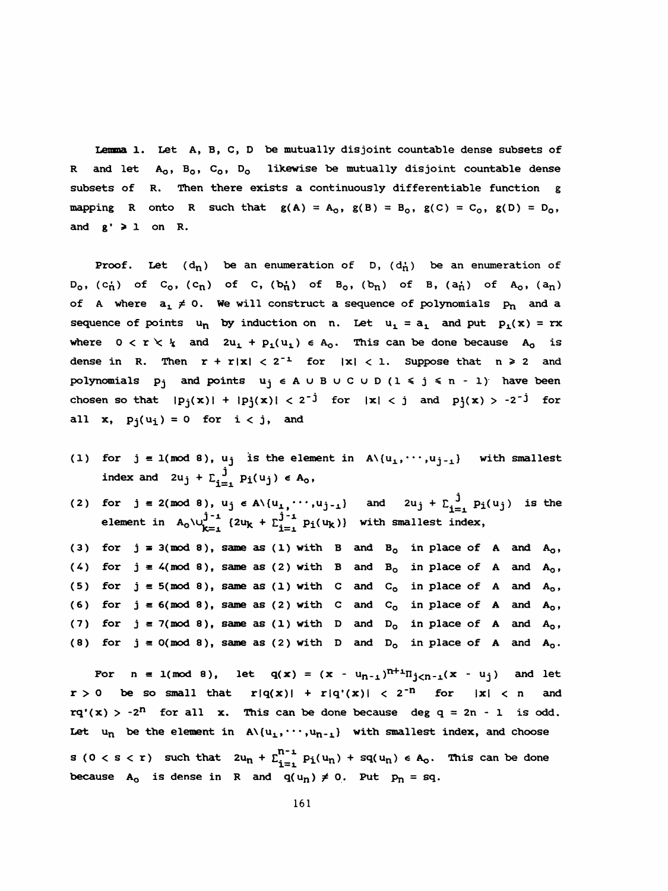**Lemma 1.** Let $A$, $B$, $C$, $D$ be mutually disjoint countable dense subsets of $\mathbb{R}$ and let $A_0$, $B_0$, $C_0$, $D_0$ likewise be mutually disjoint countable dense subsets of $\mathbb{R}$. Then there exists a continuously differentiable function $g$ mapping $\mathbb{R}$ onto $\mathbb{R}$ such that $g(A) = A_0$, $g(B) = B_0$, $g(C) = C_0$, $g(D) = D_0$, and $g' \geq 1$ on $\mathbb{R}$.

Proof. Let $(d_n)$ be an enumeration of $D$, $(d_n')$ be an enumeration of $D_0$, $(c_n')$ of $C_0$, $(c_n)$ of $C$, $(b_n')$ of $B_0$, $(b_n)$ of $B$, $(a_n')$ of $A_0$, $(a_n)$ of $A$ where $a_1 \neq 0$. We will construct a sequence of polynomials $p_n$ and a sequence of points $u_n$ by induction on $n$. Let $u_1 = a_1$ and put $p_1(x) = rx$ where $0 < r < \frac{1}{4}$ and $2u_1 + p_1(u_1) \in A_0$. This can be done because $A_0$ is dense in $\mathbb{R}$. Then $r + r|x| < 2^{-1}$ for $|x| < 1$. Suppose that $n \geq 2$ and polynomials $p_j$ and points $u_j \in A \cup B \cup C \cup D$ $(1 \leq j \leq n - 1)$ have been chosen so that $|p_j(x)| + |p_j'(x)| < 2^{-j}$ for $|x| < j$ and $p_j'(x) > -2^{-j}$ for all $x$, $p_j(u_i) = 0$ for $i < j$, and

(1) for $j \equiv 1 \pmod 8$, $u_j$ is the element in $A \setminus \{u_1, \cdots, u_{j-1}\}$ with smallest index and $2u_j + \Sigma_{i=1}^{j} p_i(u_j) \in A_0$,

(2) for $j \equiv 2 \pmod 8$, $u_j \in A \setminus \{u_1, \cdots, u_{j-1}\}$ and $2u_j + \Sigma_{i=1}^{j} p_i(u_j)$ is the element in $A_0 \setminus \cup_{k=1}^{j-1} \{2u_k + \Sigma_{i=1}^{j-1} p_i(u_k)\}$ with smallest index,

(3) for $j \equiv 3 \pmod 8$, same as (1) with $B$ and $B_0$ in place of $A$ and $A_0$,

(4) for $j \equiv 4 \pmod 8$, same as (2) with $B$ and $B_0$ in place of $A$ and $A_0$,

(5) for $j \equiv 5 \pmod 8$, same as (1) with $C$ and $C_0$ in place of $A$ and $A_0$,

(6) for $j \equiv 6 \pmod 8$, same as (2) with $C$ and $C_0$ in place of $A$ and $A_0$,

(7) for $j \equiv 7 \pmod 8$, same as (1) with $D$ and $D_0$ in place of $A$ and $A_0$,

(8) for $j \equiv 0 \pmod 8$, same as (2) with $D$ and $D_0$ in place of $A$ and $A_0$.

For $n \equiv 1 \pmod 8$, let $q(x) = (x - u_{n-1})^{n+1} \Pi_{j<n-1}(x - u_j)$ and let $r > 0$ be so small that $r|q(x)| + r|q'(x)| < 2^{-n}$ for $|x| < n$ and $rq'(x) > -2^n$ for all $x$. This can be done because $\deg q = 2n - 1$ is odd. Let $u_n$ be the element in $A \setminus \{u_1, \cdots, u_{n-1}\}$ with smallest index, and choose $s$ $(0 < s < r)$ such that $2u_n + \Sigma_{i=1}^{n-1} p_i(u_n) + sq(u_n) \in A_0$. This can be done because $A_0$ is dense in $\mathbb{R}$ and $q(u_n) \neq 0$. Put $p_n = sq$.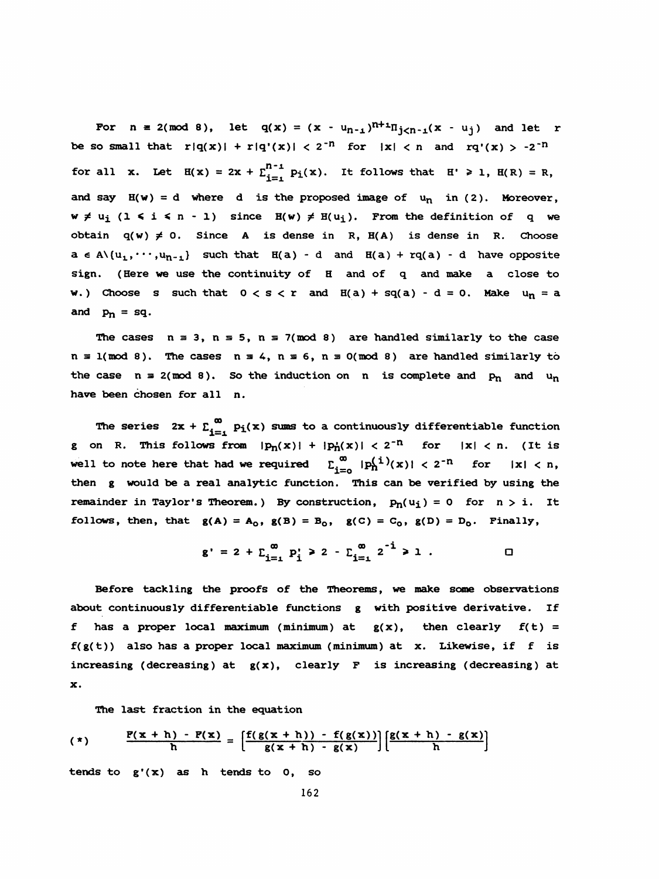For $n \equiv 2 \pmod 8$, let $q(x) = (x - u_{n-1})^{n+1}\Pi_{j<n-1}(x - u_j)$ and let $r$ be so small that $r|q(x)| + r|q'(x)| < 2^{-n}$ for $|x| < n$ and $rq'(x) > -2^{-n}$ for all $x$. Let $H(x) = 2x + \Sigma_{i=1}^{n-1} p_i(x)$. It follows that $H' \geq 1$, $H(R) = R$, and say $H(w) = d$ where $d$ is the proposed image of $u_n$ in (2). Moreover, $w \neq u_i$ $(1 \leq i \leq n - 1)$ since $H(w) \neq H(u_i)$. From the definition of $q$ we obtain $q(w) \neq 0$. Since $A$ is dense in $R$, $H(A)$ is dense in $R$. Choose $a \in A\backslash\{u_1, \cdots, u_{n-1}\}$ such that $H(a) - d$ and $H(a) + rq(a) - d$ have opposite sign. (Here we use the continuity of $H$ and of $q$ and make $a$ close to $w$.) Choose $s$ such that $0 < s < r$ and $H(a) + sq(a) - d = 0$. Make $u_n = a$ and $p_n = sq$.

The cases $n \equiv 3$, $n \equiv 5$, $n \equiv 7 \pmod 8$ are handled similarly to the case $n \equiv 1 \pmod 8$. The cases $n \equiv 4$, $n \equiv 6$, $n \equiv 0 \pmod 8$ are handled similarly to the case $n \equiv 2 \pmod 8$. So the induction on $n$ is complete and $p_n$ and $u_n$ have been chosen for all $n$.

The series $2x + \Sigma_{i=1}^{\infty} p_i(x)$ sums to a continuously differentiable function $g$ on $R$. This follows from $|p_n(x)| + |p_n'(x)| < 2^{-n}$ for $|x| < n$. (It is well to note here that had we required $\Sigma_{i=0}^{\infty} |p_n^{(i)}(x)| < 2^{-n}$ for $|x| < n$, then $g$ would be a real analytic function. This can be verified by using the remainder in Taylor's Theorem.) By construction, $p_n(u_i) = 0$ for $n > i$. It follows, then, that $g(A) = A_o$, $g(B) = B_o$, $g(C) = C_o$, $g(D) = D_o$. Finally,

$$g' = 2 + \Sigma_{i=1}^{\infty} p_i' \geq 2 - \Sigma_{i=1}^{\infty} 2^{-i} \geq 1 . \qquad \square$$

Before tackling the proofs of the Theorems, we make some observations about continuously differentiable functions $g$ with positive derivative. If $f$ has a proper local maximum (minimum) at $g(x)$, then clearly $F(t) = f(g(t))$ also has a proper local maximum (minimum) at $x$. Likewise, if $f$ is increasing (decreasing) at $g(x)$, clearly $F$ is increasing (decreasing) at $x$.

The last fraction in the equation

$$(*) \qquad \frac{F(x + h) - F(x)}{h} = \left[\frac{f(g(x + h)) - f(g(x))}{g(x + h) - g(x)}\right]\left[\frac{g(x + h) - g(x)}{h}\right]$$

tends to $g'(x)$ as $h$ tends to $0$, so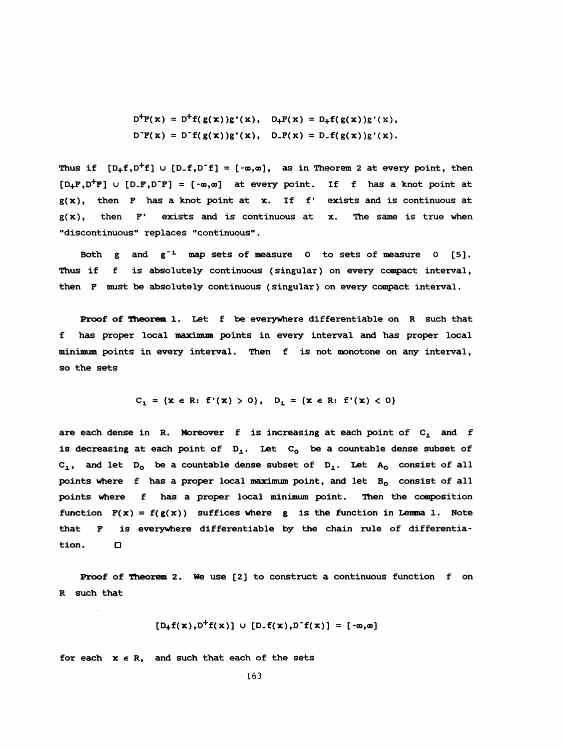$$D^+F(x) = D^+f(g(x))g'(x), \quad D_+F(x) = D_+f(g(x))g'(x),$$
$$D^-F(x) = D^-f(g(x))g'(x), \quad D_-F(x) = D_-f(g(x))g'(x).$$

Thus if $[D_+f, D^+f] \cup [D_-f, D^-f] = [-\infty, \infty]$, as in Theorem 2 at every point, then $[D_+F, D^+F] \cup [D_-F, D^-F] = [-\infty, \infty]$ at every point. If $f$ has a knot point at $g(x)$, then $F$ has a knot point at $x$. If $f'$ exists and is continuous at $g(x)$, then $F'$ exists and is continuous at $x$. The same is true when "discontinuous" replaces "continuous".

Both $g$ and $g^{-1}$ map sets of measure $0$ to sets of measure $0$ [5]. Thus if $f$ is absolutely continuous (singular) on every compact interval, then $F$ must be absolutely continuous (singular) on every compact interval.

**Proof of Theorem 1.** Let $f$ be everywhere differentiable on $R$ such that $f$ has proper local maximum points in every interval and has proper local minimum points in every interval. Then $f$ is not monotone on any interval, so the sets

$$C_1 = \{x \in R: f'(x) > 0\}, \quad D_1 = \{x \in R: f'(x) < 0\}$$

are each dense in $R$. Moreover $f$ is increasing at each point of $C_1$ and $f$ is decreasing at each point of $D_1$. Let $C_0$ be a countable dense subset of $C_1$, and let $D_0$ be a countable dense subset of $D_1$. Let $A_0$ consist of all points where $f$ has a proper local maximum point, and let $B_0$ consist of all points where $f$ has a proper local minimum point. Then the composition function $F(x) = f(g(x))$ suffices where $g$ is the function in Lemma 1. Note that $F$ is everywhere differentiable by the chain rule of differentiation. □

**Proof of Theorem 2.** We use [2] to construct a continuous function $f$ on $R$ such that

$$[D_+f(x), D^+f(x)] \cup [D_-f(x), D^-f(x)] = [-\infty, \infty]$$

for each $x \in R$, and such that each of the sets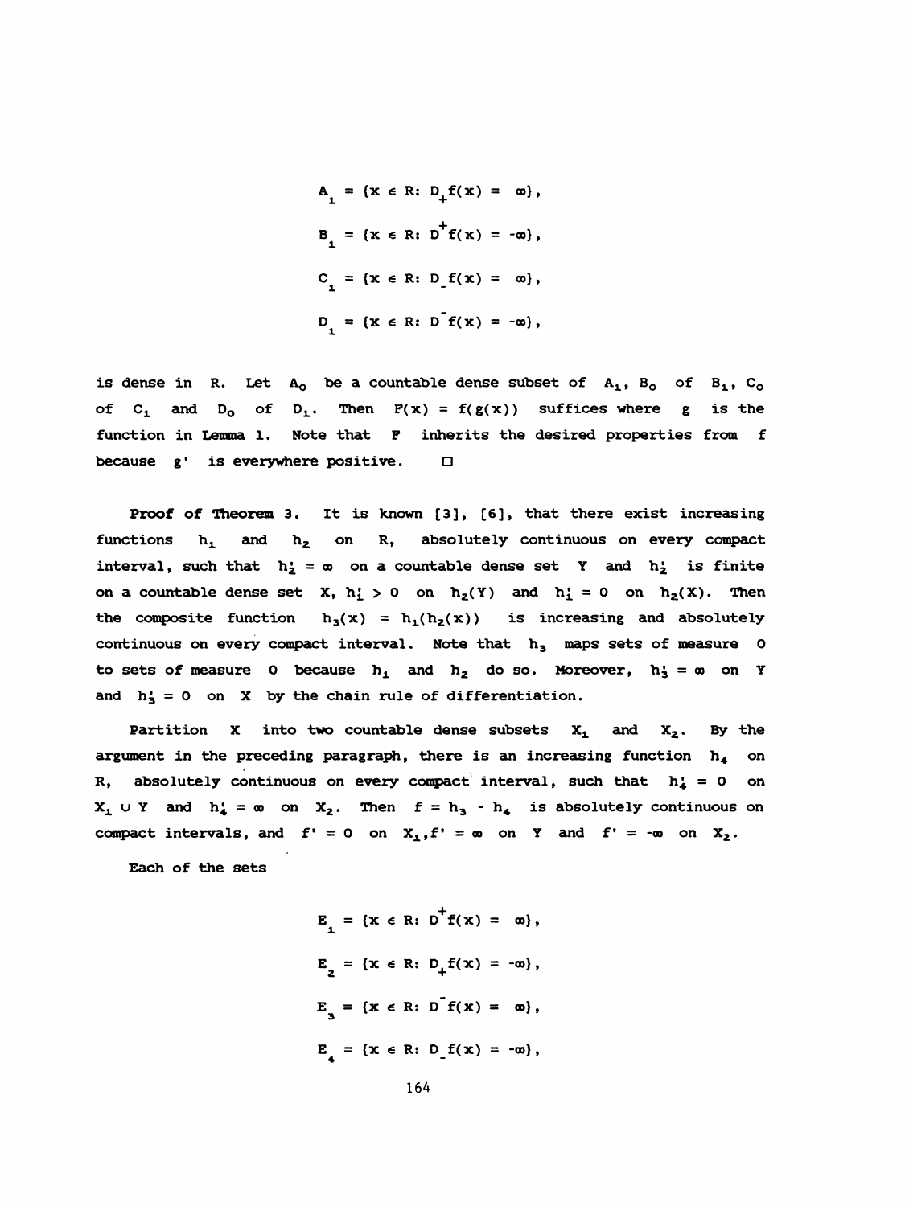$$A_1 = \{x \in R: D_+f(x) = \infty\},$$

$$B_1 = \{x \in R: D^+f(x) = -\infty\},$$

$$C_1 = \{x \in R: D_-f(x) = \infty\},$$

$$D_1 = \{x \in R: D^-f(x) = -\infty\},$$

is dense in R. Let $A_0$ be a countable dense subset of $A_1$, $B_0$ of $B_1$, $C_0$ of $C_1$ and $D_0$ of $D_1$. Then $F(x) = f(g(x))$ suffices where $g$ is the function in Lemma 1. Note that $F$ inherits the desired properties from $f$ because $g'$ is everywhere positive. □

**Proof of Theorem 3.** It is known [3], [6], that there exist increasing functions $h_1$ and $h_2$ on R, absolutely continuous on every compact interval, such that $h_2' = \infty$ on a countable dense set $Y$ and $h_2'$ is finite on a countable dense set $X$, $h_1' > 0$ on $h_2(Y)$ and $h_1' = 0$ on $h_2(X)$. Then the composite function $h_3(x) = h_1(h_2(x))$ is increasing and absolutely continuous on every compact interval. Note that $h_3$ maps sets of measure 0 to sets of measure 0 because $h_1$ and $h_2$ do so. Moreover, $h_3' = \infty$ on $Y$ and $h_3' = 0$ on $X$ by the chain rule of differentiation.

Partition $X$ into two countable dense subsets $X_1$ and $X_2$. By the argument in the preceding paragraph, there is an increasing function $h_4$ on R, absolutely continuous on every compact interval, such that $h_4' = 0$ on $X_1 \cup Y$ and $h_4' = \infty$ on $X_2$. Then $f = h_3 - h_4$ is absolutely continuous on compact intervals, and $f' = 0$ on $X_1$, $f' = \infty$ on $Y$ and $f' = -\infty$ on $X_2$.

Each of the sets

$$E_1 = \{x \in R: D^+f(x) = \infty\},$$

$$E_2 = \{x \in R: D_+f(x) = -\infty\},$$

$$E_3 = \{x \in R: D^-f(x) = \infty\},$$

$$E_4 = \{x \in R: D_-f(x) = -\infty\},$$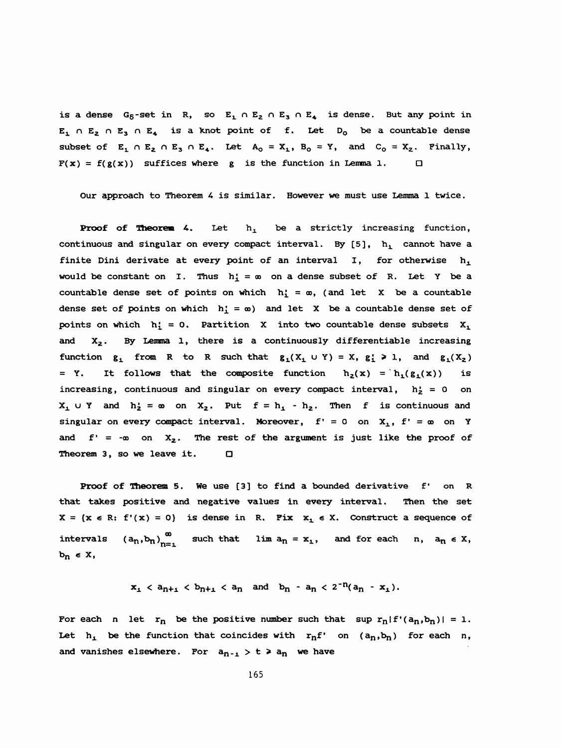is a dense $G_\delta$-set in R, so $E_1 \cap E_2 \cap E_3 \cap E_4$ is dense. But any point in $E_1 \cap E_2 \cap E_3 \cap E_4$ is a knot point of f. Let $D_0$ be a countable dense subset of $E_1 \cap E_2 \cap E_3 \cap E_4$. Let $A_0 = X_1$, $B_0 = Y$, and $C_0 = X_2$. Finally, $F(x) = f(g(x))$ suffices where g is the function in Lemma 1. □

Our approach to Theorem 4 is similar. However we must use Lemma 1 twice.

**Proof of Theorem 4.** Let $h_1$ be a strictly increasing function, continuous and singular on every compact interval. By [5], $h_1$ cannot have a finite Dini derivate at every point of an interval I, for otherwise $h_1$ would be constant on I. Thus $h_1' = \infty$ on a dense subset of R. Let Y be a countable dense set of points on which $h_1' = \infty$, (and let X be a countable dense set of points on which $h_1' = \infty$) and let X be a countable dense set of points on which $h_1' = 0$. Partition X into two countable dense subsets $X_1$ and $X_2$. By Lemma 1, there is a continuously differentiable increasing function $g_1$ from R to R such that $g_1(X_1 \cup Y) = X$, $g_1' \geq 1$, and $g_1(X_2) = Y$. It follows that the composite function $h_2(x) = h_1(g_1(x))$ is increasing, continuous and singular on every compact interval, $h_2' = 0$ on $X_1 \cup Y$ and $h_2' = \infty$ on $X_2$. Put $f = h_1 - h_2$. Then f is continuous and singular on every compact interval. Moreover, $f' = 0$ on $X_1$, $f' = \infty$ on Y and $f' = -\infty$ on $X_2$. The rest of the argument is just like the proof of Theorem 3, so we leave it. □

**Proof of Theorem 5.** We use [3] to find a bounded derivative f' on R that takes positive and negative values in every interval. Then the set $X = \{x \in R: f'(x) = 0\}$ is dense in R. Fix $x_1 \in X$. Construct a sequence of intervals $(a_n,b_n)_{n=1}^{\infty}$ such that $\lim a_n = x_1$, and for each n, $a_n \in X$, $b_n \in X$,

$$x_1 < a_{n+1} < b_{n+1} < a_n \quad \text{and} \quad b_n - a_n < 2^{-n}(a_n - x_1).$$

For each n let $r_n$ be the positive number such that $\sup r_n|f'(a_n,b_n)| = 1$. Let $h_1$ be the function that coincides with $r_n f'$ on $(a_n,b_n)$ for each n, and vanishes elsewhere. For $a_{n-1} > t \geq a_n$ we have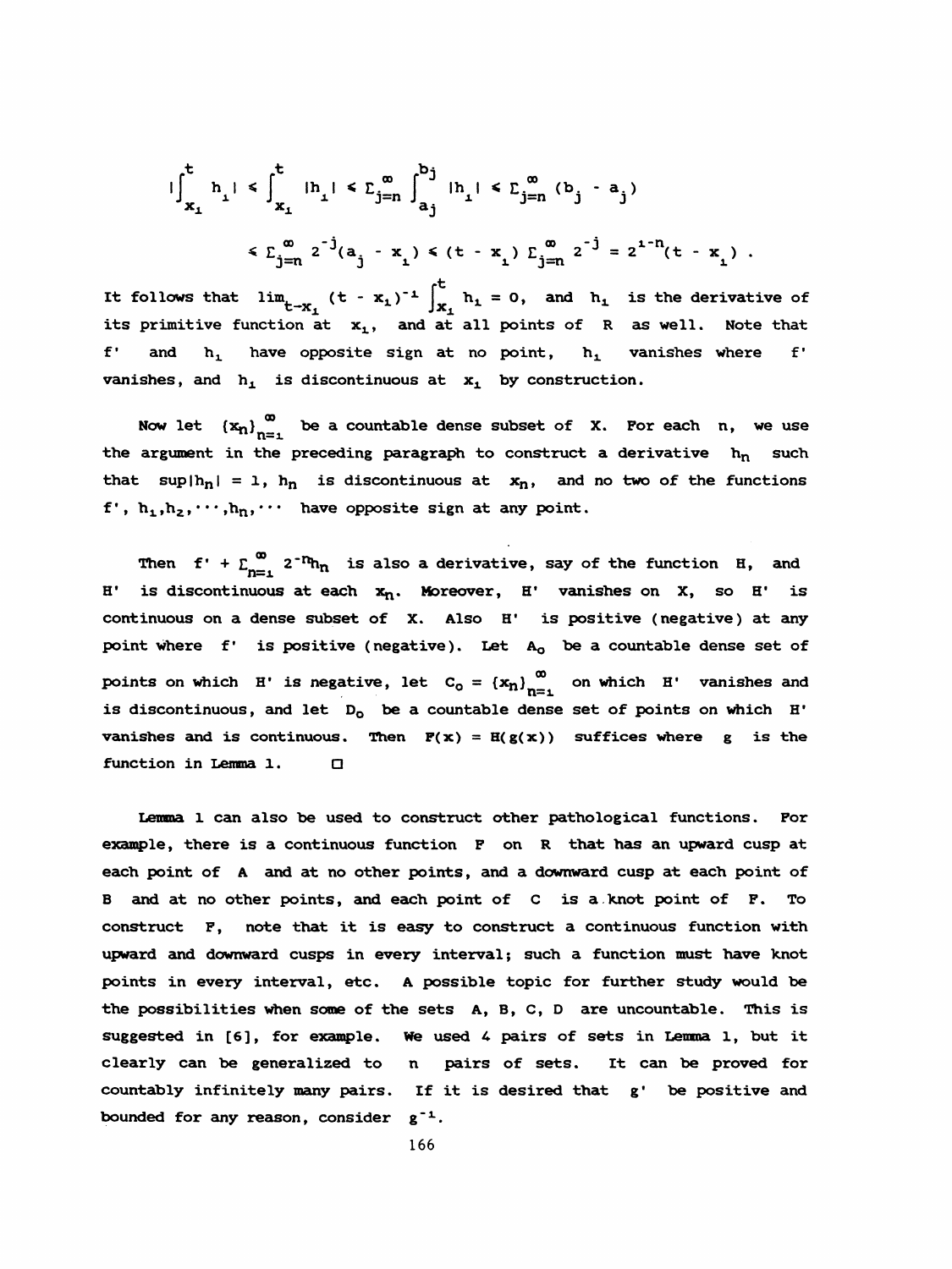$$\left|\int_{x_1}^{t} h_1\right| \leq \int_{x_1}^{t} |h_1| \leq \Sigma_{j=n}^{\infty} \int_{a_j}^{b_j} |h_1| \leq \Sigma_{j=n}^{\infty} (b_j - a_j)$$

$$\leq \Sigma_{j=n}^{\infty} 2^{-j}(a_j - x_1) \leq (t - x_1)\, \Sigma_{j=n}^{\infty} 2^{-j} = 2^{1-n}(t - x_1)\ .$$

It follows that $\lim_{t \to x_1} (t - x_1)^{-1} \int_{x_1}^{t} h_1 = 0$, and $h_1$ is the derivative of its primitive function at $x_1$, and at all points of $R$ as well. Note that $f'$ and $h_1$ have opposite sign at no point, $h_1$ vanishes where $f'$ vanishes, and $h_1$ is discontinuous at $x_1$ by construction.

Now let $\{x_n\}_{n=1}^{\infty}$ be a countable dense subset of $X$. For each $n$, we use the argument in the preceding paragraph to construct a derivative $h_n$ such that $\sup|h_n| = 1$, $h_n$ is discontinuous at $x_n$, and no two of the functions $f', h_1, h_2, \cdots, h_n, \cdots$ have opposite sign at any point.

Then $f' + \Sigma_{n=1}^{\infty} 2^{-n}h_n$ is also a derivative, say of the function $H$, and $H'$ is discontinuous at each $x_n$. Moreover, $H'$ vanishes on $X$, so $H'$ is continuous on a dense subset of $X$. Also $H'$ is positive (negative) at any point where $f'$ is positive (negative). Let $A_0$ be a countable dense set of points on which $H'$ is negative, let $C_0 = \{x_n\}_{n=1}^{\infty}$ on which $H'$ vanishes and is discontinuous, and let $D_0$ be a countable dense set of points on which $H'$ vanishes and is continuous. Then $F(x) = H(g(x))$ suffices where $g$ is the function in Lemma 1. □

Lemma 1 can also be used to construct other pathological functions. For example, there is a continuous function $F$ on $R$ that has an upward cusp at each point of $A$ and at no other points, and a downward cusp at each point of $B$ and at no other points, and each point of $C$ is a knot point of $F$. To construct $F$, note that it is easy to construct a continuous function with upward and downward cusps in every interval; such a function must have knot points in every interval, etc. A possible topic for further study would be the possibilities when some of the sets $A, B, C, D$ are uncountable. This is suggested in [6], for example. We used 4 pairs of sets in Lemma 1, but it clearly can be generalized to $n$ pairs of sets. It can be proved for countably infinitely many pairs. If it is desired that $g'$ be positive and bounded for any reason, consider $g^{-1}$.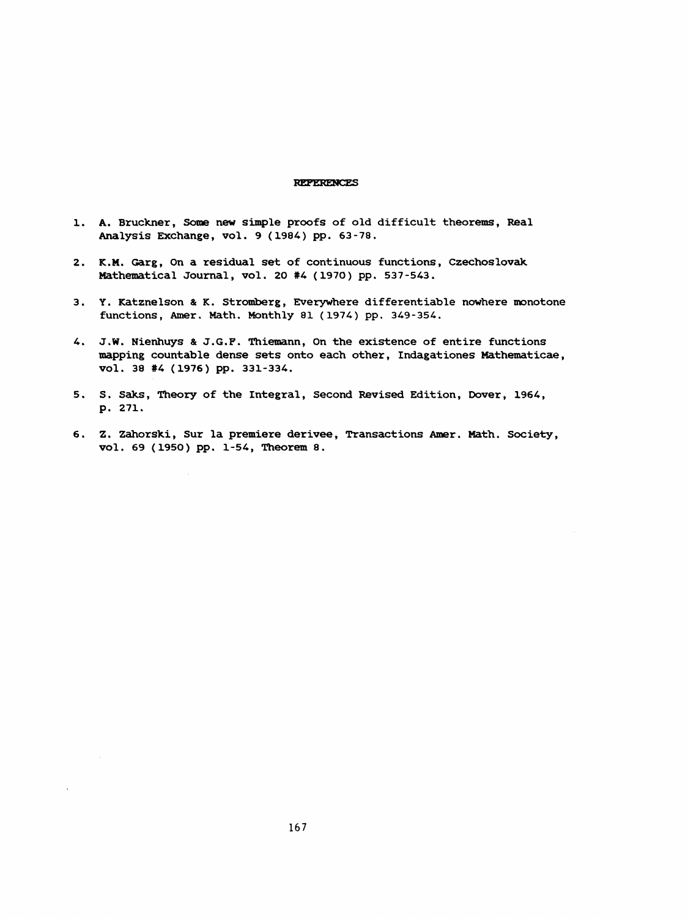## REFERENCES

1. A. Bruckner, Some new simple proofs of old difficult theorems, Real Analysis Exchange, vol. 9 (1984) pp. 63-78.

2. K.M. Garg, On a residual set of continuous functions, Czechoslovak Mathematical Journal, vol. 20 #4 (1970) pp. 537-543.

3. Y. Katznelson & K. Stromberg, Everywhere differentiable nowhere monotone functions, Amer. Math. Monthly 81 (1974) pp. 349-354.

4. J.W. Nienhuys & J.G.F. Thiemann, On the existence of entire functions mapping countable dense sets onto each other, Indagationes Mathematicae, vol. 38 #4 (1976) pp. 331-334.

5. S. Saks, Theory of the Integral, Second Revised Edition, Dover, 1964, p. 271.

6. Z. Zahorski, Sur la premiere derivee, Transactions Amer. Math. Society, vol. 69 (1950) pp. 1-54, Theorem 8.